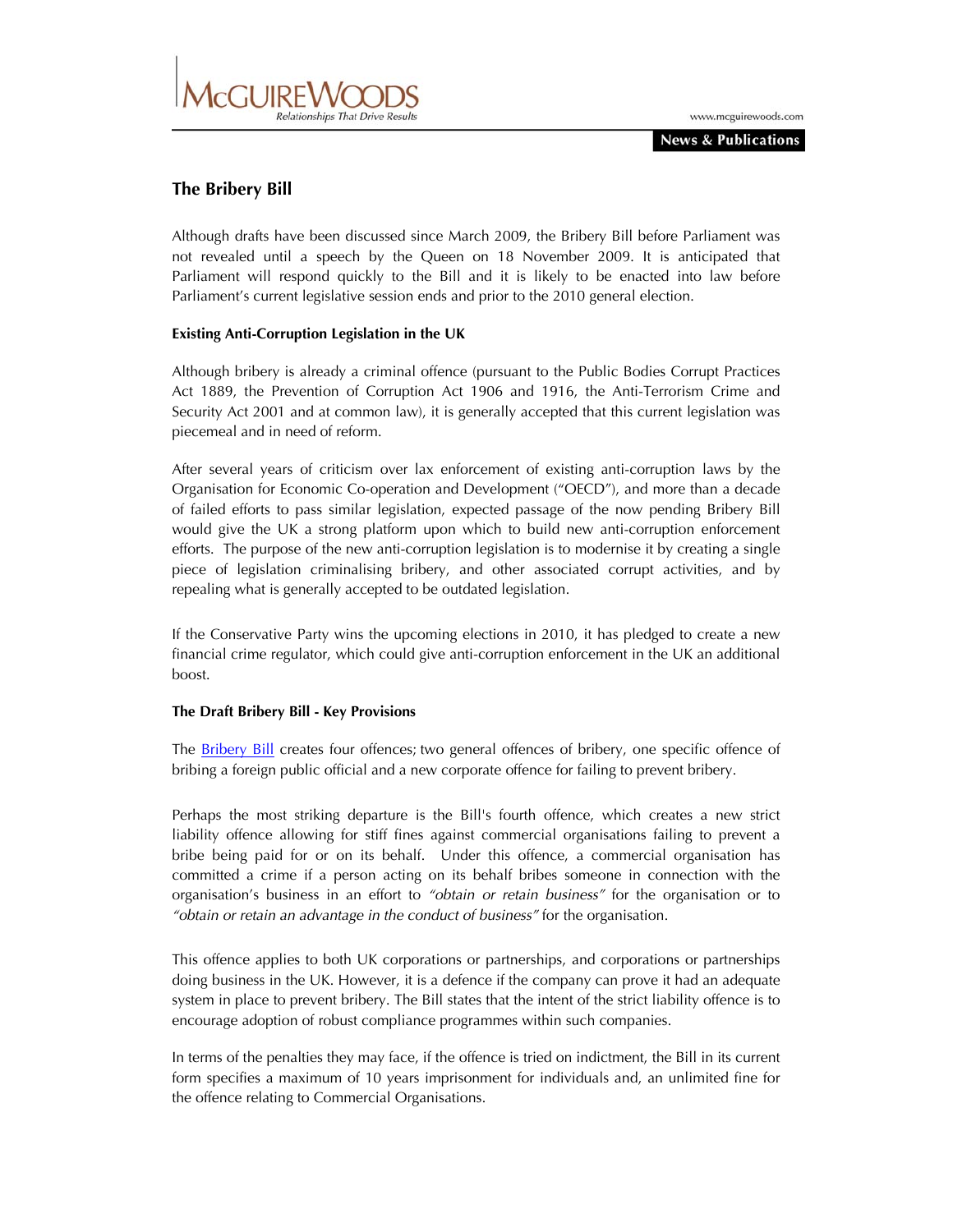# The Bribery Bill

Although drafts have been discussed since March 2009, the Bribery Bill before Parliament was not revealed until a speech by the Queen on 18 November 2009. It is anticipated that Parliament will respond quickly to the Bill and it is likely to be enacted into law before Parliament's current legislative session ends and prior to the 2010 general election.

**Existing Anti-Corruption Legislation in the UK**

Although bribery is already a criminal offence (pursuant to the Public Bodies Corrupt Practices Act 1889, the Prevention of Corruption Act 1906 and 1916, the Anti-Terrorism Crime and Security Act 2001 and at common law), it is generally accepted that this current legislation was piecemeal and in need of reform.

After several years of criticism over lax enforcement of existing anti-corruption laws by the Organisation for Economic Co-operation and Development ("OECD"), and more than a decade of failed efforts to pass similar legislation, expected passage of the now pending Bribery Bill would give the UK a strong platform upon which to build new anti-corruption enforcement efforts. The purpose of the new anti-corruption legislation is to modernise it by creating a single piece of legislation criminalising bribery, and other associated corrupt activities, and by repealing what is generally accepted to be outdated legislation.

If the Conservative Party wins the upcoming elections in 2010, it has pledged to create a new financial crime regulator, which could give anti-corruption enforcement in the UK an additional boost.

**The Draft Bribery Bill - Key Provisions**

The Bribery Bill creates four offences; two general offences of bribery, one specific offence of bribing a foreign public official and a new corporate offence for failing to prevent bribery.

Perhaps the most striking departure is the Bill's fourth offence, which creates a new strict liability offence allowing for stiff fines against commercial organisations failing to prevent a bribe being paid for or on its behalf. Under this offence, a commercial organisation has committed a crime if a person acting on its behalf bribes someone in connection with the organisation's business in an effort to *"obtain or retain business"* for the organisation or to *"obtain or retain an advantage in the conduct of business"* for the organisation.

This offence applies to both UK corporations or partnerships, and corporations or partnerships doing business in the UK. However, it is a defence if the company can prove it had an adequate system in place to prevent bribery. The Bill states that the intent of the strict liability offence is to encourage adoption of robust compliance programmes within such companies.

In terms of the penalties they may face, if the offence is tried on indictment, the Bill in its current form specifies a maximum of 10 years imprisonment for individuals and, an unlimited fine for the offence relating to Commercial Organisations.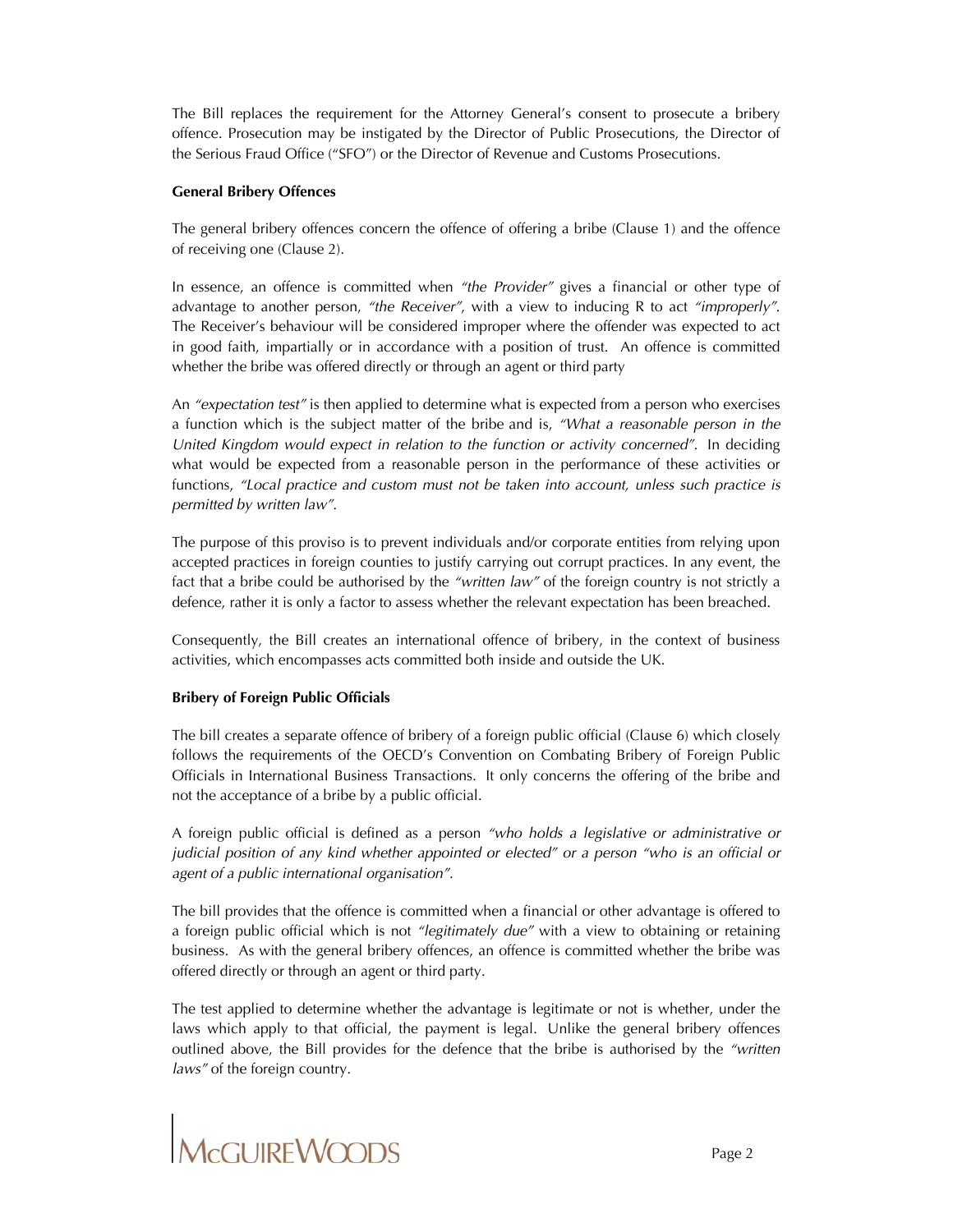The Bill replaces the requirement for the Attorney General's consent to prosecute a bribery offence. Prosecution may be instigated by the Director of Public Prosecutions, the Director of the Serious Fraud Office ("SFO") or the Director of Revenue and Customs Prosecutions.

**General Bribery Offences**

The general bribery offences concern the offence of offering a bribe (Clause 1) and the offence of receiving one (Clause 2).

In essence, an offence is committed when *"the Provider"* gives a financial or other type of advantage to another person, *"the Receiver"*, with a view to inducing R to act *"improperly"*. The Receiver's behaviour will be considered improper where the offender was expected to act in good faith, impartially or in accordance with a position of trust. An offence is committed whether the bribe was offered directly or through an agent or third party

An *"expectation test"* is then applied to determine what is expected from a person who exercises a function which is the subject matter of the bribe and is, *"What a reasonable person in the United Kingdom would expect in relation to the function or activity concerned"*. In deciding what would be expected from a reasonable person in the performance of these activities or functions, *"Local practice and custom must not be taken into account, unless such practice is permitted by written law"*.

The purpose of this proviso is to prevent individuals and/or corporate entities from relying upon accepted practices in foreign counties to justify carrying out corrupt practices. In any event, the fact that a bribe could be authorised by the *"written law"* of the foreign country is not strictly a defence, rather it is only a factor to assess whether the relevant expectation has been breached.

Consequently, the Bill creates an international offence of bribery, in the context of business activities, which encompasses acts committed both inside and outside the UK.

**Bribery of Foreign Public Officials**

The bill creates a separate offence of bribery of a foreign public official (Clause 6) which closely follows the requirements of the OECD's Convention on Combating Bribery of Foreign Public Officials in International Business Transactions. It only concerns the offering of the bribe and not the acceptance of a bribe by a public official.

A foreign public official is defined as a person *"who holds a legislative or administrative or judicial position of any kind whether appointed or elected" or a person "who is an official or agent of a public international organisation"*.

The bill provides that the offence is committed when a financial or other advantage is offered to a foreign public official which is not *"legitimately due"* with a view to obtaining or retaining business. As with the general bribery offences, an offence is committed whether the bribe was offered directly or through an agent or third party.

The test applied to determine whether the advantage is legitimate or not is whether, under the laws which apply to that official, the payment is legal. Unlike the general bribery offences outlined above, the Bill provides for the defence that the bribe is authorised by the *"written laws"* of the foreign country.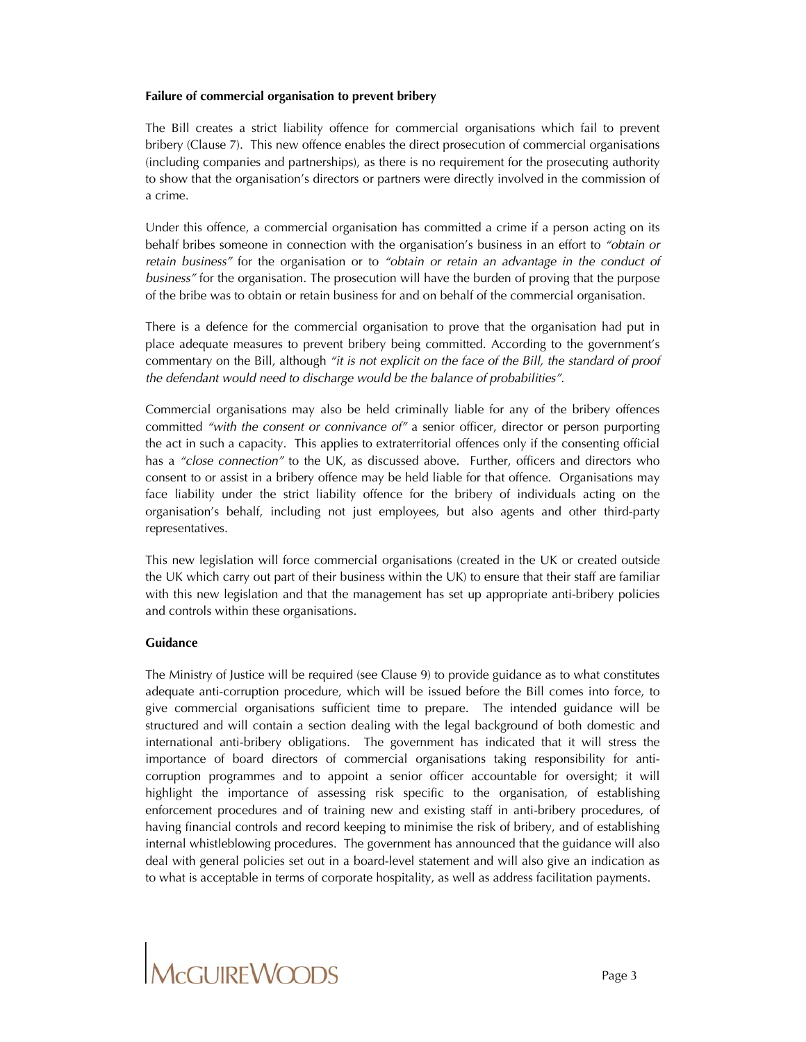**Failure of commercial organisation to prevent bribery**

The Bill creates a strict liability offence for commercial organisations which fail to prevent bribery (Clause 7). This new offence enables the direct prosecution of commercial organisations (including companies and partnerships), as there is no requirement for the prosecuting authority to show that the organisation's directors or partners were directly involved in the commission of a crime.

Under this offence, a commercial organisation has committed a crime if a person acting on its behalf bribes someone in connection with the organisation's business in an effort to *"obtain or retain business"* for the organisation or to *"obtain or retain an advantage in the conduct of business"* for the organisation. The prosecution will have the burden of proving that the purpose of the bribe was to obtain or retain business for and on behalf of the commercial organisation.

There is a defence for the commercial organisation to prove that the organisation had put in place adequate measures to prevent bribery being committed. According to the government's commentary on the Bill, although *"it is not explicit on the face of the Bill, the standard of proof the defendant would need to discharge would be the balance of probabilities"*.

Commercial organisations may also be held criminally liable for any of the bribery offences committed *"with the consent or connivance of"* a senior officer, director or person purporting the act in such a capacity. This applies to extraterritorial offences only if the consenting official has a *"close connection"* to the UK, as discussed above. Further, officers and directors who consent to or assist in a bribery offence may be held liable for that offence. Organisations may face liability under the strict liability offence for the bribery of individuals acting on the organisation's behalf, including not just employees, but also agents and other third-party representatives.

This new legislation will force commercial organisations (created in the UK or created outside the UK which carry out part of their business within the UK) to ensure that their staff are familiar with this new legislation and that the management has set up appropriate anti-bribery policies and controls within these organisations.

**Guidance**

The Ministry of Justice will be required (see Clause 9) to provide guidance as to what constitutes adequate anti-corruption procedure, which will be issued before the Bill comes into force, to give commercial organisations sufficient time to prepare. The intended guidance will be structured and will contain a section dealing with the legal background of both domestic and international anti-bribery obligations. The government has indicated that it will stress the importance of board directors of commercial organisations taking responsibility for anti-corruption programmes and to appoint a senior officer accountable for oversight; it will highlight the importance of assessing risk specific to the organisation, of establishing enforcement procedures and of training new and existing staff in anti-bribery procedures, of having financial controls and record keeping to minimise the risk of bribery, and of establishing internal whistleblowing procedures. The government has announced that the guidance will also deal with general policies set out in a board-level statement and will also give an indication as to what is acceptable in terms of corporate hospitality, as well as address facilitation payments.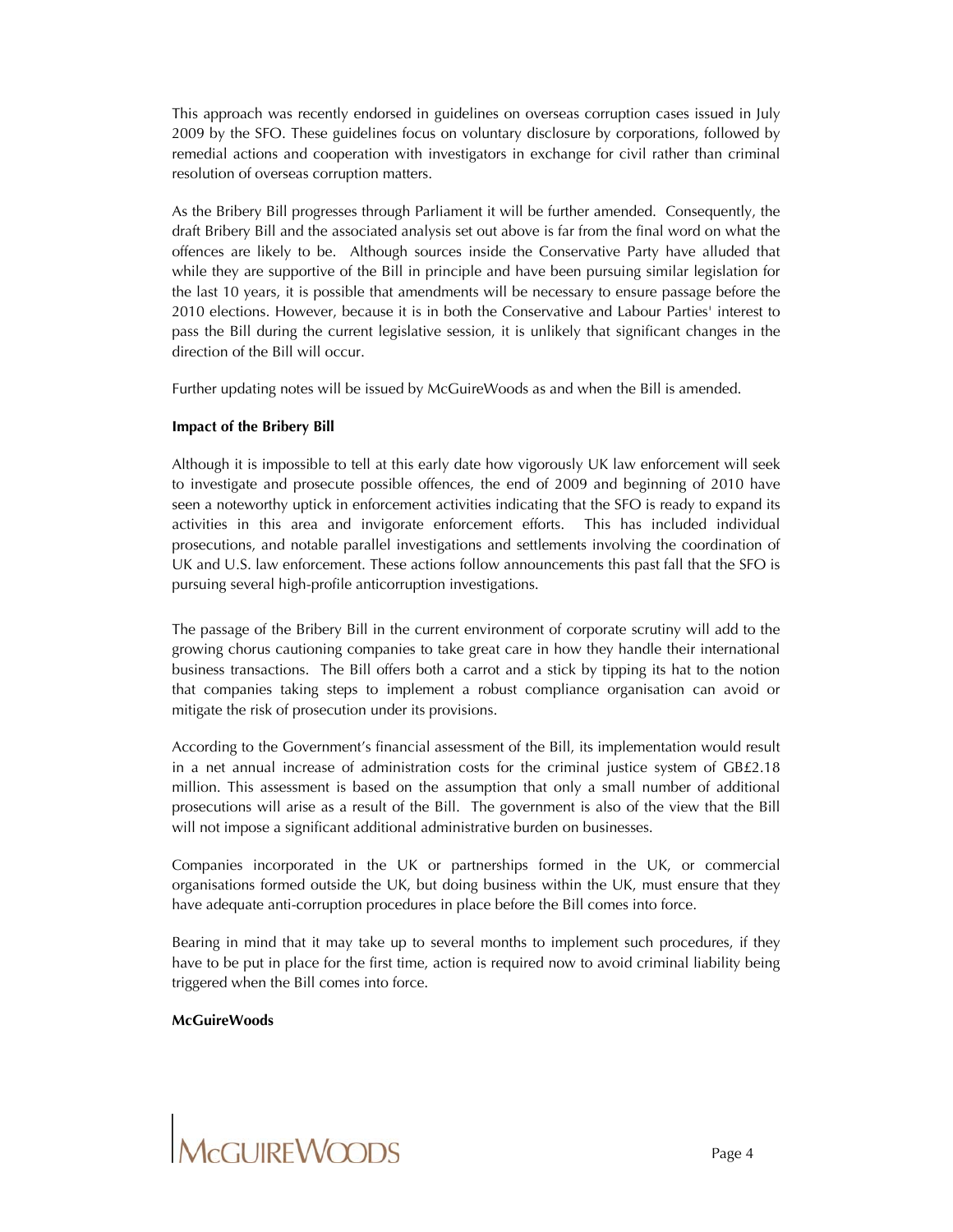This approach was recently endorsed in guidelines on overseas corruption cases issued in July 2009 by the SFO. These guidelines focus on voluntary disclosure by corporations, followed by remedial actions and cooperation with investigators in exchange for civil rather than criminal resolution of overseas corruption matters.

As the Bribery Bill progresses through Parliament it will be further amended. Consequently, the draft Bribery Bill and the associated analysis set out above is far from the final word on what the offences are likely to be. Although sources inside the Conservative Party have alluded that while they are supportive of the Bill in principle and have been pursuing similar legislation for the last 10 years, it is possible that amendments will be necessary to ensure passage before the 2010 elections. However, because it is in both the Conservative and Labour Parties' interest to pass the Bill during the current legislative session, it is unlikely that significant changes in the direction of the Bill will occur.

Further updating notes will be issued by McGuireWoods as and when the Bill is amended.

**Impact of the Bribery Bill**

Although it is impossible to tell at this early date how vigorously UK law enforcement will seek to investigate and prosecute possible offences, the end of 2009 and beginning of 2010 have seen a noteworthy uptick in enforcement activities indicating that the SFO is ready to expand its activities in this area and invigorate enforcement efforts. This has included individual prosecutions, and notable parallel investigations and settlements involving the coordination of UK and U.S. law enforcement. These actions follow announcements this past fall that the SFO is pursuing several high-profile anticorruption investigations.

The passage of the Bribery Bill in the current environment of corporate scrutiny will add to the growing chorus cautioning companies to take great care in how they handle their international business transactions. The Bill offers both a carrot and a stick by tipping its hat to the notion that companies taking steps to implement a robust compliance organisation can avoid or mitigate the risk of prosecution under its provisions.

According to the Government's financial assessment of the Bill, its implementation would result in a net annual increase of administration costs for the criminal justice system of GB£2.18 million. This assessment is based on the assumption that only a small number of additional prosecutions will arise as a result of the Bill. The government is also of the view that the Bill will not impose a significant additional administrative burden on businesses.

Companies incorporated in the UK or partnerships formed in the UK, or commercial organisations formed outside the UK, but doing business within the UK, must ensure that they have adequate anti-corruption procedures in place before the Bill comes into force.

Bearing in mind that it may take up to several months to implement such procedures, if they have to be put in place for the first time, action is required now to avoid criminal liability being triggered when the Bill comes into force.

**McGuireWoods**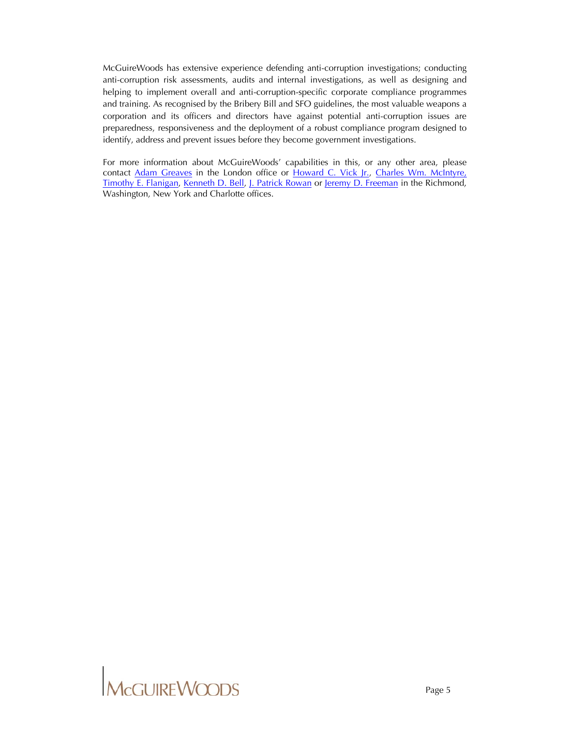McGuireWoods has extensive experience defending anti-corruption investigations; conducting anti-corruption risk assessments, audits and internal investigations, as well as designing and helping to implement overall and anti-corruption-specific corporate compliance programmes and training. As recognised by the Bribery Bill and SFO guidelines, the most valuable weapons a corporation and its officers and directors have against potential anti-corruption issues are preparedness, responsiveness and the deployment of a robust compliance program designed to identify, address and prevent issues before they become government investigations.

For more information about McGuireWoods' capabilities in this, or any other area, please contact Adam Greaves in the London office or Howard C. Vick Jr., Charles Wm. McIntyre, Timothy E. Flanigan, Kenneth D. Bell, J. Patrick Rowan or Jeremy D. Freeman in the Richmond, Washington, New York and Charlotte offices.